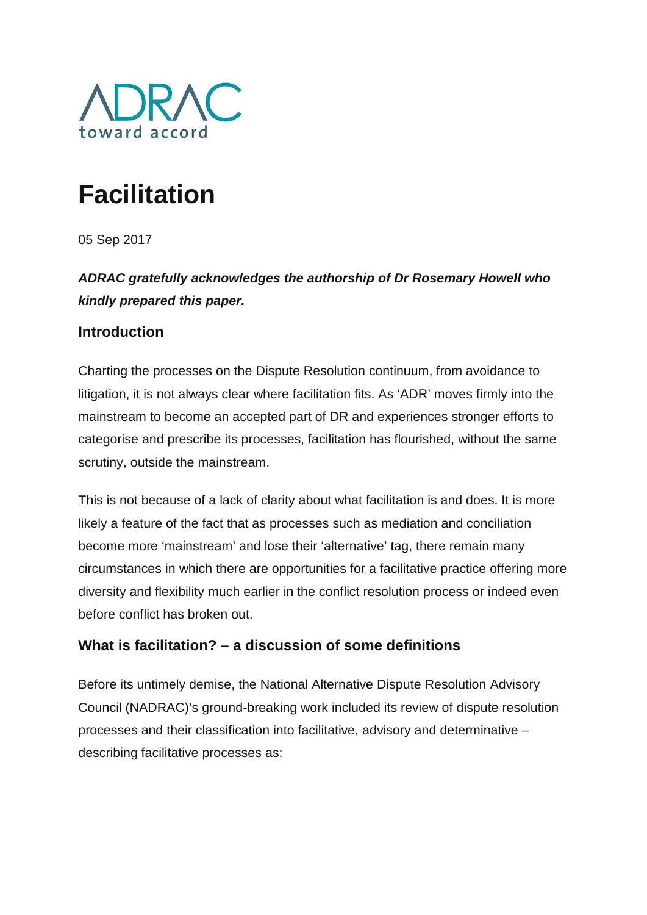ADRAC

toward accord

# Facilitation

05 Sep 2017

***ADRAC gratefully acknowledges the authorship of Dr Rosemary Howell who kindly prepared this paper.***

### Introduction

Charting the processes on the Dispute Resolution continuum, from avoidance to litigation, it is not always clear where facilitation fits. As 'ADR' moves firmly into the mainstream to become an accepted part of DR and experiences stronger efforts to categorise and prescribe its processes, facilitation has flourished, without the same scrutiny, outside the mainstream.

This is not because of a lack of clarity about what facilitation is and does. It is more likely a feature of the fact that as processes such as mediation and conciliation become more 'mainstream' and lose their 'alternative' tag, there remain many circumstances in which there are opportunities for a facilitative practice offering more diversity and flexibility much earlier in the conflict resolution process or indeed even before conflict has broken out.

### What is facilitation? – a discussion of some definitions

Before its untimely demise, the National Alternative Dispute Resolution Advisory Council (NADRAC)'s ground-breaking work included its review of dispute resolution processes and their classification into facilitative, advisory and determinative – describing facilitative processes as: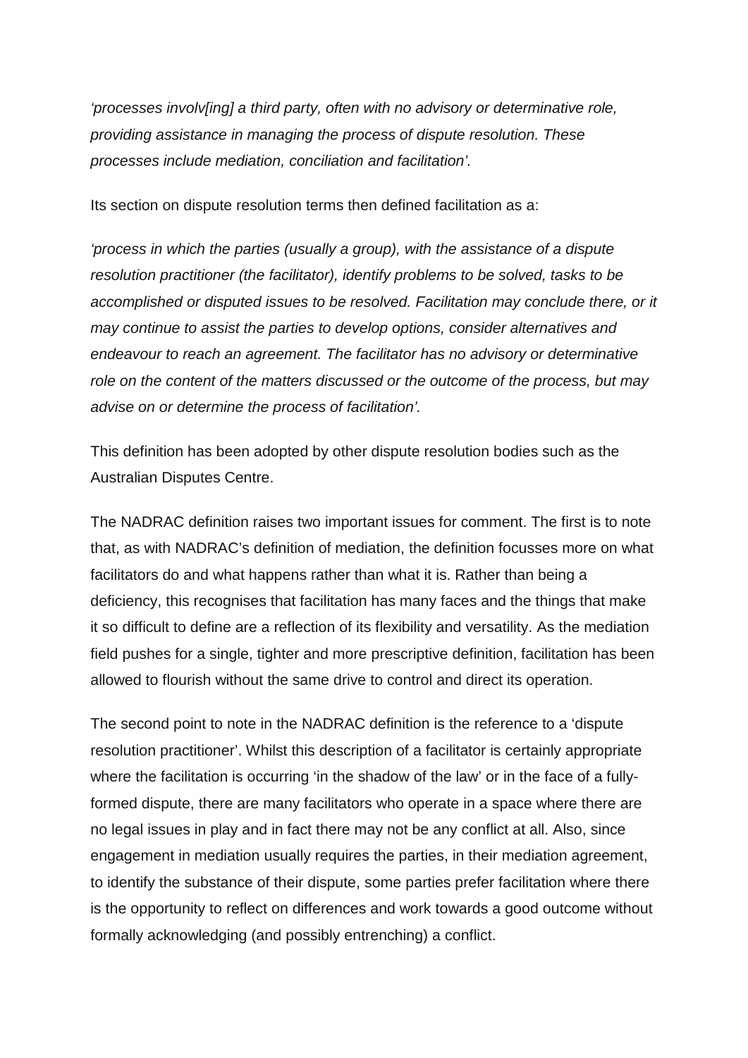*'processes involv[ing] a third party, often with no advisory or determinative role, providing assistance in managing the process of dispute resolution. These processes include mediation, conciliation and facilitation'.*

Its section on dispute resolution terms then defined facilitation as a:

*'process in which the parties (usually a group), with the assistance of a dispute resolution practitioner (the facilitator), identify problems to be solved, tasks to be accomplished or disputed issues to be resolved. Facilitation may conclude there, or it may continue to assist the parties to develop options, consider alternatives and endeavour to reach an agreement. The facilitator has no advisory or determinative role on the content of the matters discussed or the outcome of the process, but may advise on or determine the process of facilitation'.*

This definition has been adopted by other dispute resolution bodies such as the Australian Disputes Centre.

The NADRAC definition raises two important issues for comment. The first is to note that, as with NADRAC's definition of mediation, the definition focusses more on what facilitators do and what happens rather than what it is. Rather than being a deficiency, this recognises that facilitation has many faces and the things that make it so difficult to define are a reflection of its flexibility and versatility. As the mediation field pushes for a single, tighter and more prescriptive definition, facilitation has been allowed to flourish without the same drive to control and direct its operation.

The second point to note in the NADRAC definition is the reference to a 'dispute resolution practitioner'. Whilst this description of a facilitator is certainly appropriate where the facilitation is occurring 'in the shadow of the law' or in the face of a fully-formed dispute, there are many facilitators who operate in a space where there are no legal issues in play and in fact there may not be any conflict at all. Also, since engagement in mediation usually requires the parties, in their mediation agreement, to identify the substance of their dispute, some parties prefer facilitation where there is the opportunity to reflect on differences and work towards a good outcome without formally acknowledging (and possibly entrenching) a conflict.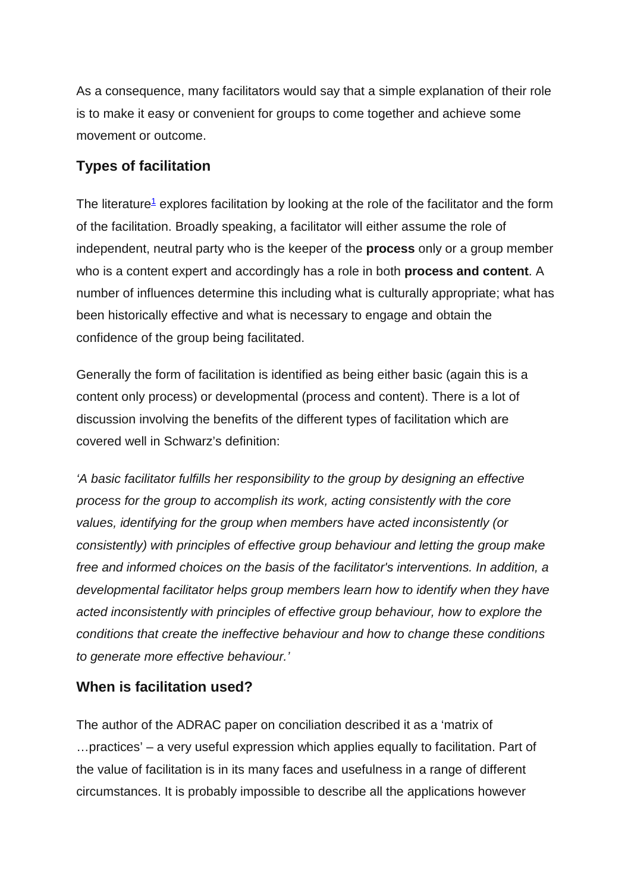As a consequence, many facilitators would say that a simple explanation of their role is to make it easy or convenient for groups to come together and achieve some movement or outcome.

## Types of facilitation

The literature[1] explores facilitation by looking at the role of the facilitator and the form of the facilitation. Broadly speaking, a facilitator will either assume the role of independent, neutral party who is the keeper of the **process** only or a group member who is a content expert and accordingly has a role in both **process and content**. A number of influences determine this including what is culturally appropriate; what has been historically effective and what is necessary to engage and obtain the confidence of the group being facilitated.

Generally the form of facilitation is identified as being either basic (again this is a content only process) or developmental (process and content). There is a lot of discussion involving the benefits of the different types of facilitation which are covered well in Schwarz's definition:

*'A basic facilitator fulfills her responsibility to the group by designing an effective process for the group to accomplish its work, acting consistently with the core values, identifying for the group when members have acted inconsistently (or consistently) with principles of effective group behaviour and letting the group make free and informed choices on the basis of the facilitator's interventions. In addition, a developmental facilitator helps group members learn how to identify when they have acted inconsistently with principles of effective group behaviour, how to explore the conditions that create the ineffective behaviour and how to change these conditions to generate more effective behaviour.'*

## When is facilitation used?

The author of the ADRAC paper on conciliation described it as a 'matrix of …practices' – a very useful expression which applies equally to facilitation. Part of the value of facilitation is in its many faces and usefulness in a range of different circumstances. It is probably impossible to describe all the applications however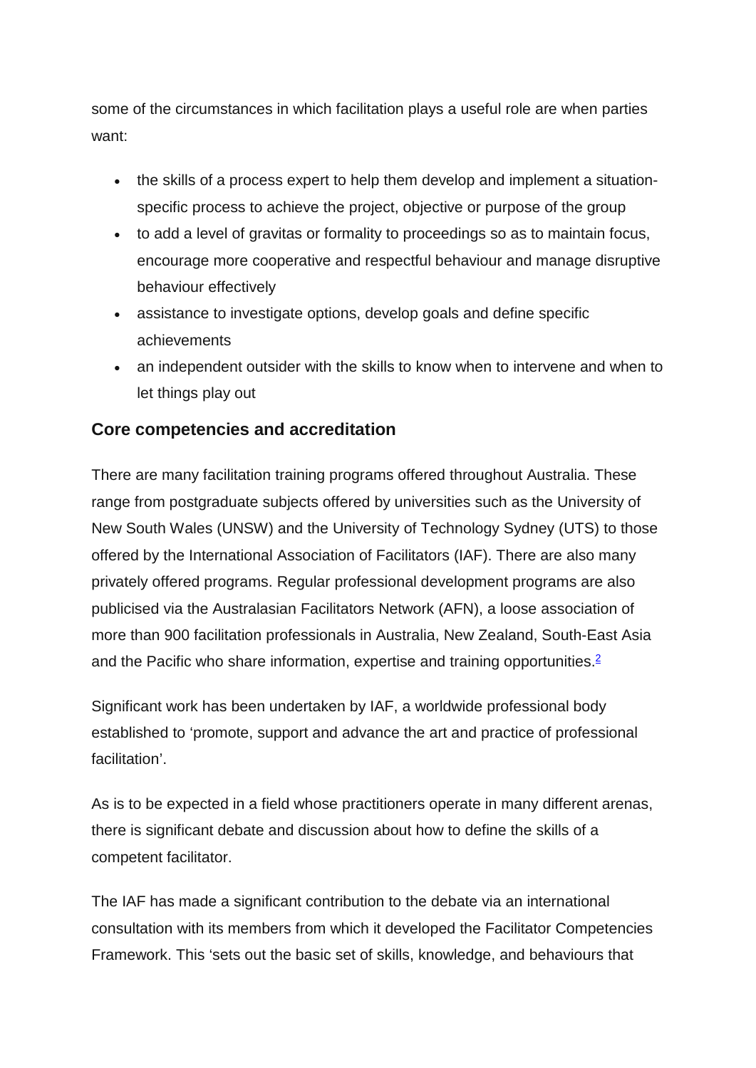some of the circumstances in which facilitation plays a useful role are when parties want:

- the skills of a process expert to help them develop and implement a situation-specific process to achieve the project, objective or purpose of the group
- to add a level of gravitas or formality to proceedings so as to maintain focus, encourage more cooperative and respectful behaviour and manage disruptive behaviour effectively
- assistance to investigate options, develop goals and define specific achievements
- an independent outsider with the skills to know when to intervene and when to let things play out

## Core competencies and accreditation

There are many facilitation training programs offered throughout Australia. These range from postgraduate subjects offered by universities such as the University of New South Wales (UNSW) and the University of Technology Sydney (UTS) to those offered by the International Association of Facilitators (IAF). There are also many privately offered programs. Regular professional development programs are also publicised via the Australasian Facilitators Network (AFN), a loose association of more than 900 facilitation professionals in Australia, New Zealand, South-East Asia and the Pacific who share information, expertise and training opportunities.[2]

Significant work has been undertaken by IAF, a worldwide professional body established to 'promote, support and advance the art and practice of professional facilitation'.

As is to be expected in a field whose practitioners operate in many different arenas, there is significant debate and discussion about how to define the skills of a competent facilitator.

The IAF has made a significant contribution to the debate via an international consultation with its members from which it developed the Facilitator Competencies Framework. This 'sets out the basic set of skills, knowledge, and behaviours that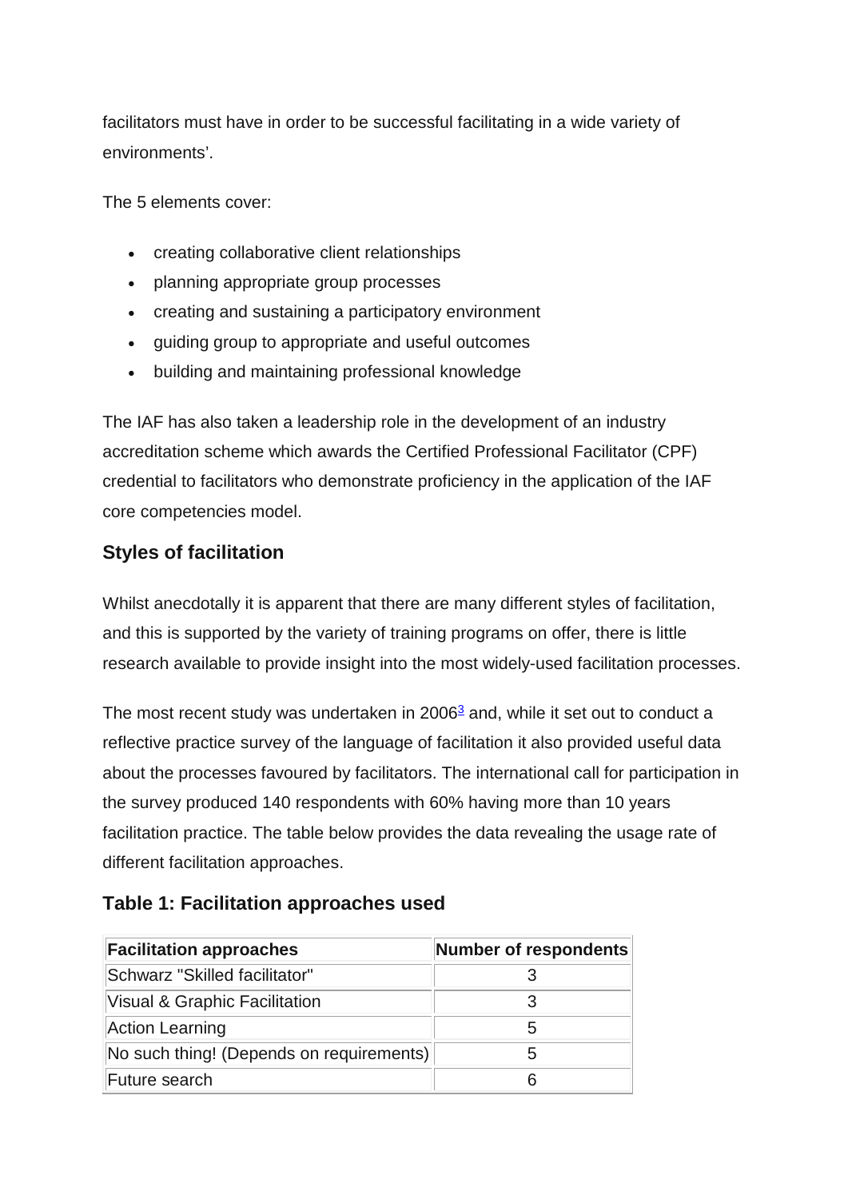facilitators must have in order to be successful facilitating in a wide variety of environments'.

The 5 elements cover:

- creating collaborative client relationships
- planning appropriate group processes
- creating and sustaining a participatory environment
- guiding group to appropriate and useful outcomes
- building and maintaining professional knowledge

The IAF has also taken a leadership role in the development of an industry accreditation scheme which awards the Certified Professional Facilitator (CPF) credential to facilitators who demonstrate proficiency in the application of the IAF core competencies model.

### Styles of facilitation

Whilst anecdotally it is apparent that there are many different styles of facilitation, and this is supported by the variety of training programs on offer, there is little research available to provide insight into the most widely-used facilitation processes.

The most recent study was undertaken in 2006[3] and, while it set out to conduct a reflective practice survey of the language of facilitation it also provided useful data about the processes favoured by facilitators. The international call for participation in the survey produced 140 respondents with 60% having more than 10 years facilitation practice. The table below provides the data revealing the usage rate of different facilitation approaches.

### Table 1: Facilitation approaches used

| Facilitation approaches | Number of respondents |
|---|---|
| Schwarz "Skilled facilitator" | 3 |
| Visual & Graphic Facilitation | 3 |
| Action Learning | 5 |
| No such thing! (Depends on requirements) | 5 |
| Future search | 6 |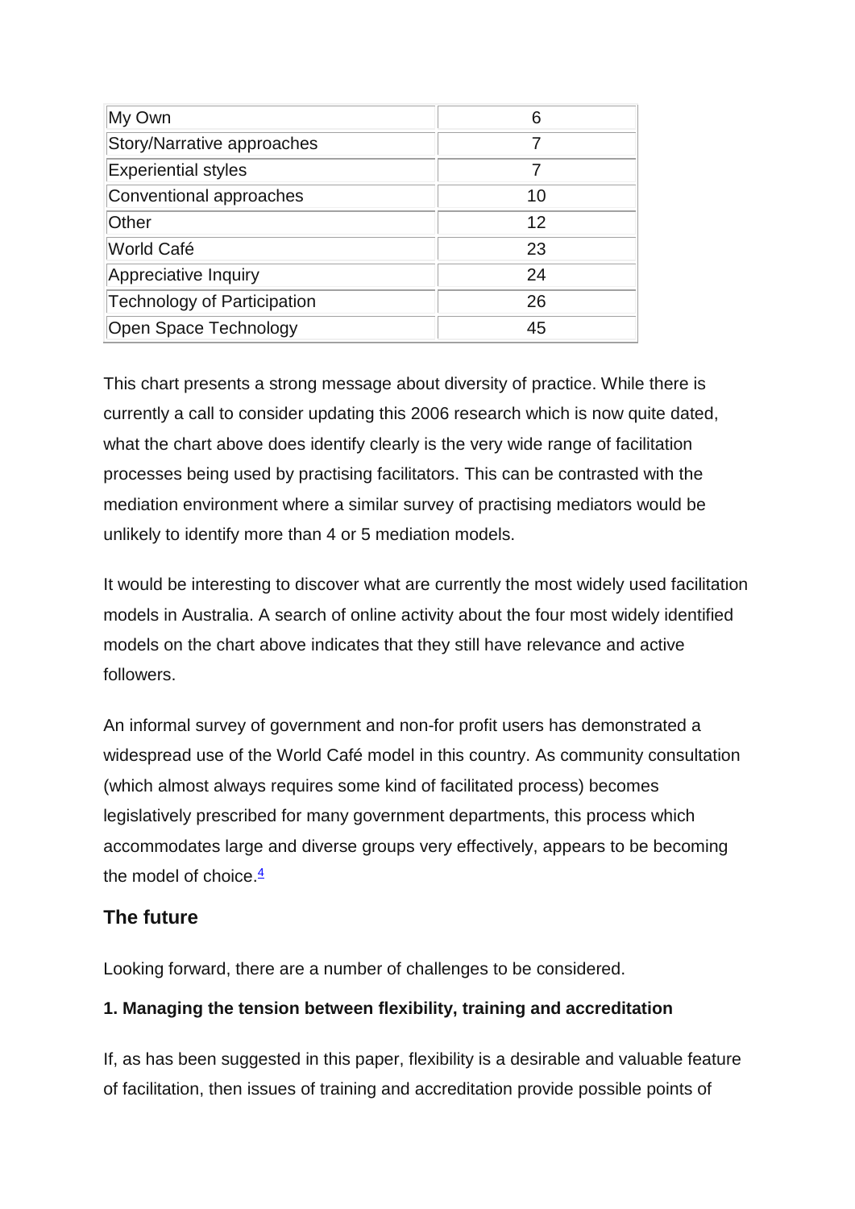| My Own | 6 |
| --- | --- |
| Story/Narrative approaches | 7 |
| Experiential styles | 7 |
| Conventional approaches | 10 |
| Other | 12 |
| World Café | 23 |
| Appreciative Inquiry | 24 |
| Technology of Participation | 26 |
| Open Space Technology | 45 |

This chart presents a strong message about diversity of practice. While there is currently a call to consider updating this 2006 research which is now quite dated, what the chart above does identify clearly is the very wide range of facilitation processes being used by practising facilitators. This can be contrasted with the mediation environment where a similar survey of practising mediators would be unlikely to identify more than 4 or 5 mediation models.

It would be interesting to discover what are currently the most widely used facilitation models in Australia. A search of online activity about the four most widely identified models on the chart above indicates that they still have relevance and active followers.

An informal survey of government and non-for profit users has demonstrated a widespread use of the World Café model in this country. As community consultation (which almost always requires some kind of facilitated process) becomes legislatively prescribed for many government departments, this process which accommodates large and diverse groups very effectively, appears to be becoming the model of choice.[4]

## The future

Looking forward, there are a number of challenges to be considered.

**1. Managing the tension between flexibility, training and accreditation**

If, as has been suggested in this paper, flexibility is a desirable and valuable feature of facilitation, then issues of training and accreditation provide possible points of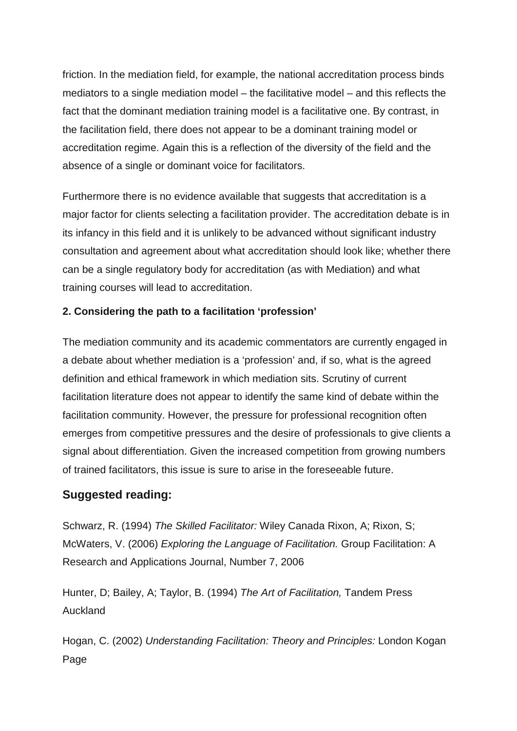friction. In the mediation field, for example, the national accreditation process binds mediators to a single mediation model – the facilitative model – and this reflects the fact that the dominant mediation training model is a facilitative one. By contrast, in the facilitation field, there does not appear to be a dominant training model or accreditation regime. Again this is a reflection of the diversity of the field and the absence of a single or dominant voice for facilitators.

Furthermore there is no evidence available that suggests that accreditation is a major factor for clients selecting a facilitation provider. The accreditation debate is in its infancy in this field and it is unlikely to be advanced without significant industry consultation and agreement about what accreditation should look like; whether there can be a single regulatory body for accreditation (as with Mediation) and what training courses will lead to accreditation.

**2. Considering the path to a facilitation 'profession'**

The mediation community and its academic commentators are currently engaged in a debate about whether mediation is a 'profession' and, if so, what is the agreed definition and ethical framework in which mediation sits. Scrutiny of current facilitation literature does not appear to identify the same kind of debate within the facilitation community. However, the pressure for professional recognition often emerges from competitive pressures and the desire of professionals to give clients a signal about differentiation. Given the increased competition from growing numbers of trained facilitators, this issue is sure to arise in the foreseeable future.

### Suggested reading:

Schwarz, R. (1994) *The Skilled Facilitator:* Wiley Canada Rixon, A; Rixon, S; McWaters, V. (2006) *Exploring the Language of Facilitation.* Group Facilitation: A Research and Applications Journal, Number 7, 2006

Hunter, D; Bailey, A; Taylor, B. (1994) *The Art of Facilitation,* Tandem Press Auckland

Hogan, C. (2002) *Understanding Facilitation: Theory and Principles:* London Kogan Page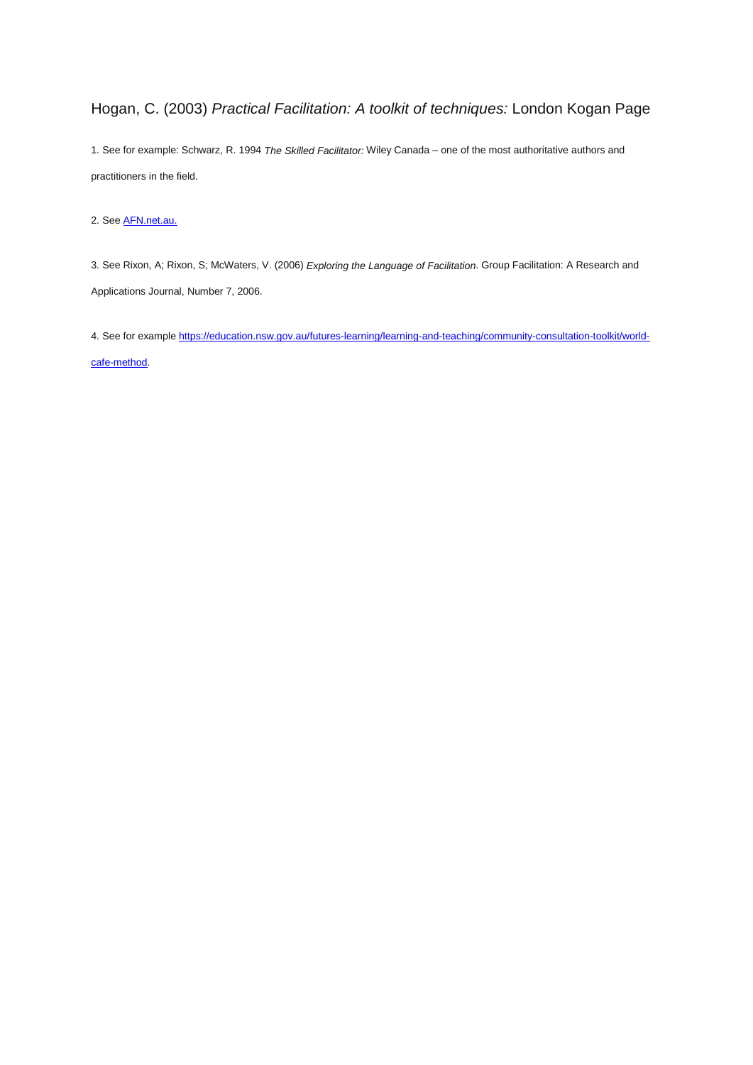Hogan, C. (2003) *Practical Facilitation: A toolkit of techniques:* London Kogan Page

1. See for example: Schwarz, R. 1994 *The Skilled Facilitator:* Wiley Canada – one of the most authoritative authors and practitioners in the field.

2. See [AFN.net.au.](AFN.net.au.)

3. See Rixon, A; Rixon, S; McWaters, V. (2006) *Exploring the Language of Facilitation*. Group Facilitation: A Research and Applications Journal, Number 7, 2006.

4. See for example [https://education.nsw.gov.au/futures-learning/learning-and-teaching/community-consultation-toolkit/world-cafe-method](https://education.nsw.gov.au/futures-learning/learning-and-teaching/community-consultation-toolkit/world-cafe-method).